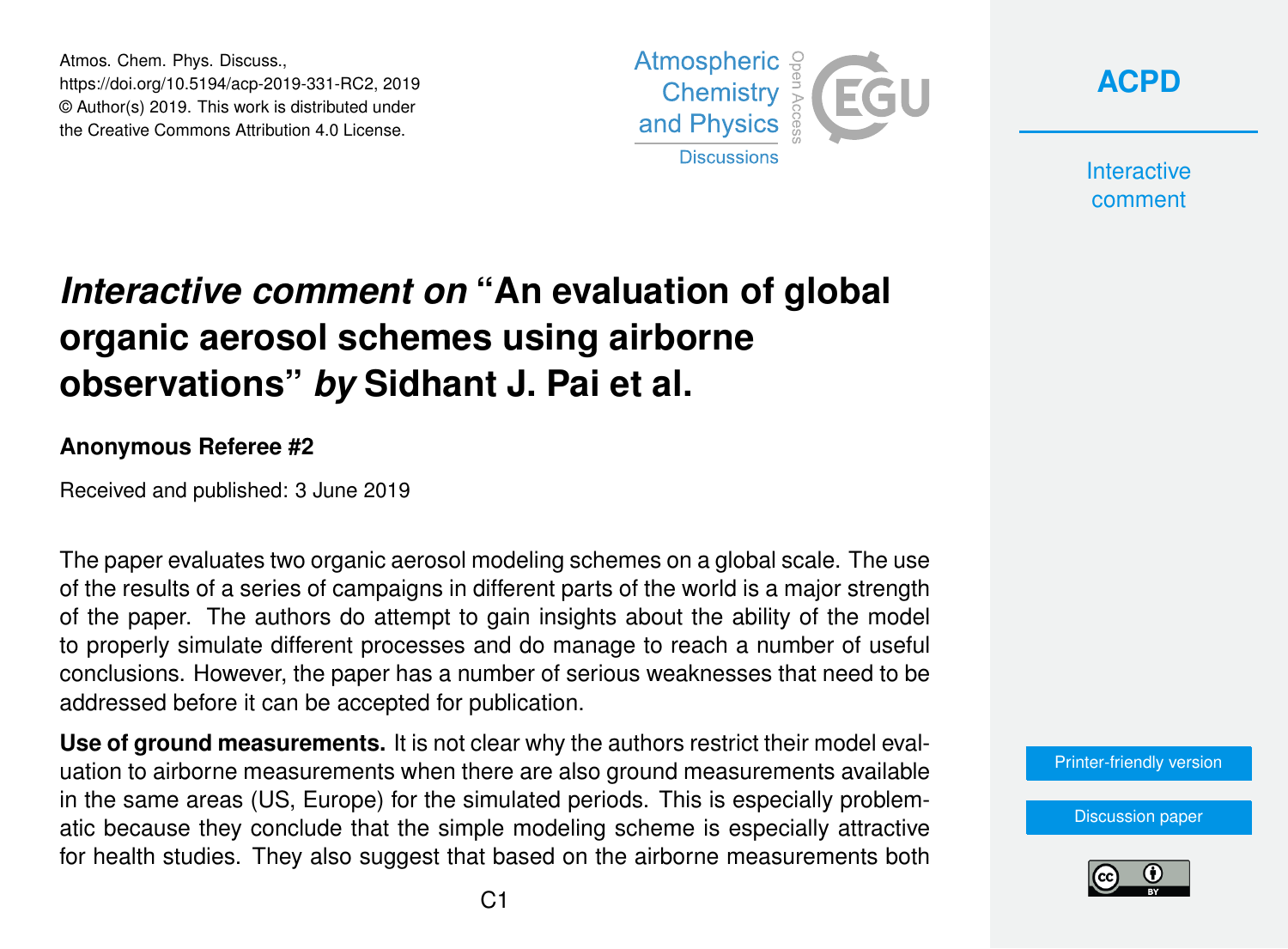Atmos. Chem. Phys. Discuss.,
https://doi.org/10.5194/acp-2019-331-RC2, 2019
© Author(s) 2019. This work is distributed under
the Creative Commons Attribution 4.0 License.

# *Interactive comment on* "An evaluation of global organic aerosol schemes using airborne observations" *by* Sidhant J. Pai et al.

**Anonymous Referee #2**

Received and published: 3 June 2019

The paper evaluates two organic aerosol modeling schemes on a global scale. The use of the results of a series of campaigns in different parts of the world is a major strength of the paper. The authors do attempt to gain insights about the ability of the model to properly simulate different processes and do manage to reach a number of useful conclusions. However, the paper has a number of serious weaknesses that need to be addressed before it can be accepted for publication.

**Use of ground measurements.** It is not clear why the authors restrict their model evaluation to airborne measurements when there are also ground measurements available in the same areas (US, Europe) for the simulated periods. This is especially problematic because they conclude that the simple modeling scheme is especially attractive for health studies. They also suggest that based on the airborne measurements both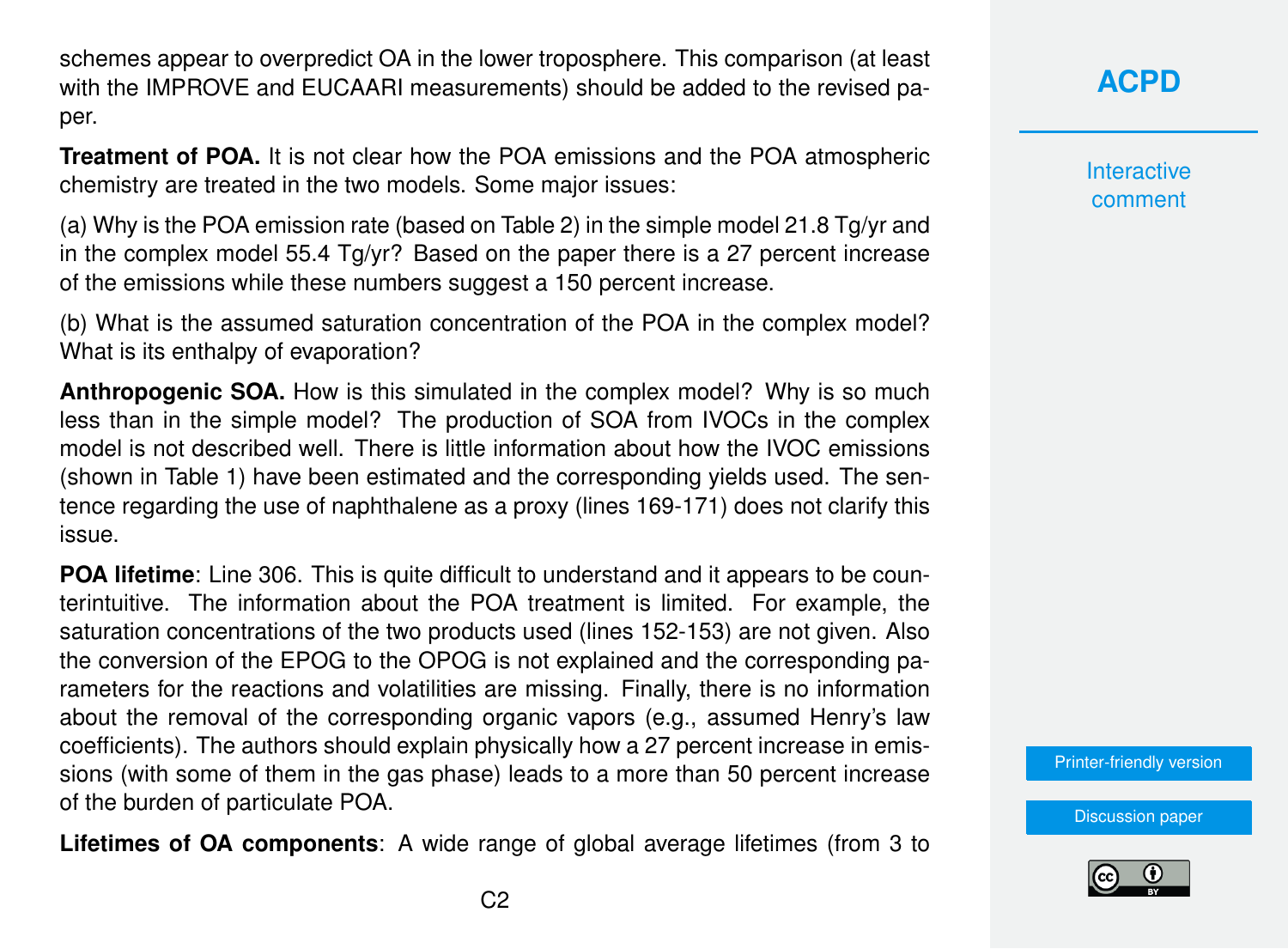schemes appear to overpredict OA in the lower troposphere. This comparison (at least with the IMPROVE and EUCAARI measurements) should be added to the revised paper.

**Treatment of POA.** It is not clear how the POA emissions and the POA atmospheric chemistry are treated in the two models. Some major issues:

(a) Why is the POA emission rate (based on Table 2) in the simple model 21.8 Tg/yr and in the complex model 55.4 Tg/yr? Based on the paper there is a 27 percent increase of the emissions while these numbers suggest a 150 percent increase.

(b) What is the assumed saturation concentration of the POA in the complex model? What is its enthalpy of evaporation?

**Anthropogenic SOA.** How is this simulated in the complex model? Why is so much less than in the simple model? The production of SOA from IVOCs in the complex model is not described well. There is little information about how the IVOC emissions (shown in Table 1) have been estimated and the corresponding yields used. The sentence regarding the use of naphthalene as a proxy (lines 169-171) does not clarify this issue.

**POA lifetime**: Line 306. This is quite difficult to understand and it appears to be counterintuitive. The information about the POA treatment is limited. For example, the saturation concentrations of the two products used (lines 152-153) are not given. Also the conversion of the EPOG to the OPOG is not explained and the corresponding parameters for the reactions and volatilities are missing. Finally, there is no information about the removal of the corresponding organic vapors (e.g., assumed Henry's law coefficients). The authors should explain physically how a 27 percent increase in emissions (with some of them in the gas phase) leads to a more than 50 percent increase of the burden of particulate POA.

**Lifetimes of OA components**: A wide range of global average lifetimes (from 3 to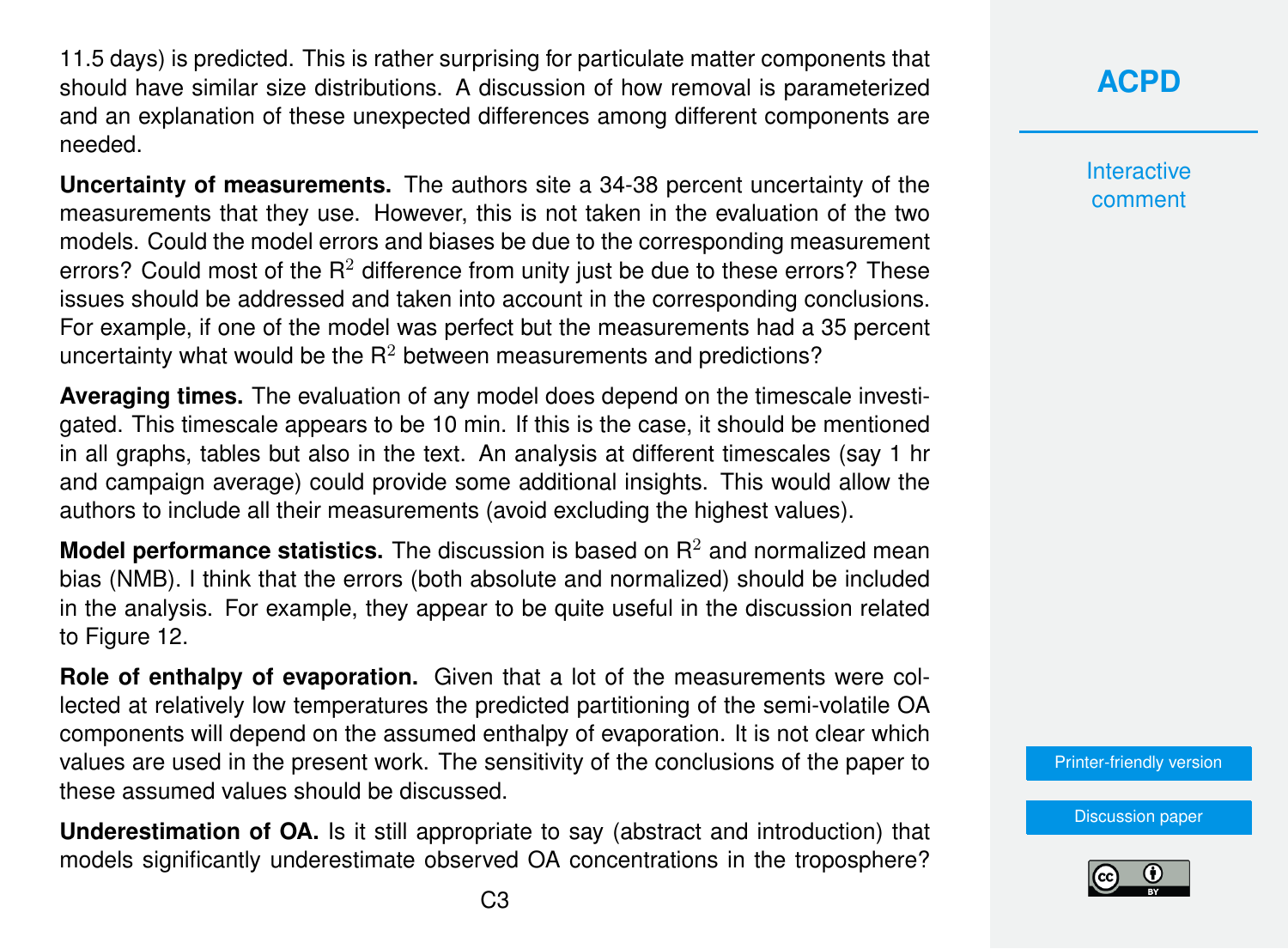11.5 days) is predicted. This is rather surprising for particulate matter components that should have similar size distributions. A discussion of how removal is parameterized and an explanation of these unexpected differences among different components are needed.

**Uncertainty of measurements.** The authors site a 34-38 percent uncertainty of the measurements that they use. However, this is not taken in the evaluation of the two models. Could the model errors and biases be due to the corresponding measurement errors? Could most of the $R^2$ difference from unity just be due to these errors? These issues should be addressed and taken into account in the corresponding conclusions. For example, if one of the model was perfect but the measurements had a 35 percent uncertainty what would be the $R^2$ between measurements and predictions?

**Averaging times.** The evaluation of any model does depend on the timescale investigated. This timescale appears to be 10 min. If this is the case, it should be mentioned in all graphs, tables but also in the text. An analysis at different timescales (say 1 hr and campaign average) could provide some additional insights. This would allow the authors to include all their measurements (avoid excluding the highest values).

**Model performance statistics.** The discussion is based on $R^2$ and normalized mean bias (NMB). I think that the errors (both absolute and normalized) should be included in the analysis. For example, they appear to be quite useful in the discussion related to Figure 12.

**Role of enthalpy of evaporation.** Given that a lot of the measurements were collected at relatively low temperatures the predicted partitioning of the semi-volatile OA components will depend on the assumed enthalpy of evaporation. It is not clear which values are used in the present work. The sensitivity of the conclusions of the paper to these assumed values should be discussed.

**Underestimation of OA.** Is it still appropriate to say (abstract and introduction) that models significantly underestimate observed OA concentrations in the troposphere?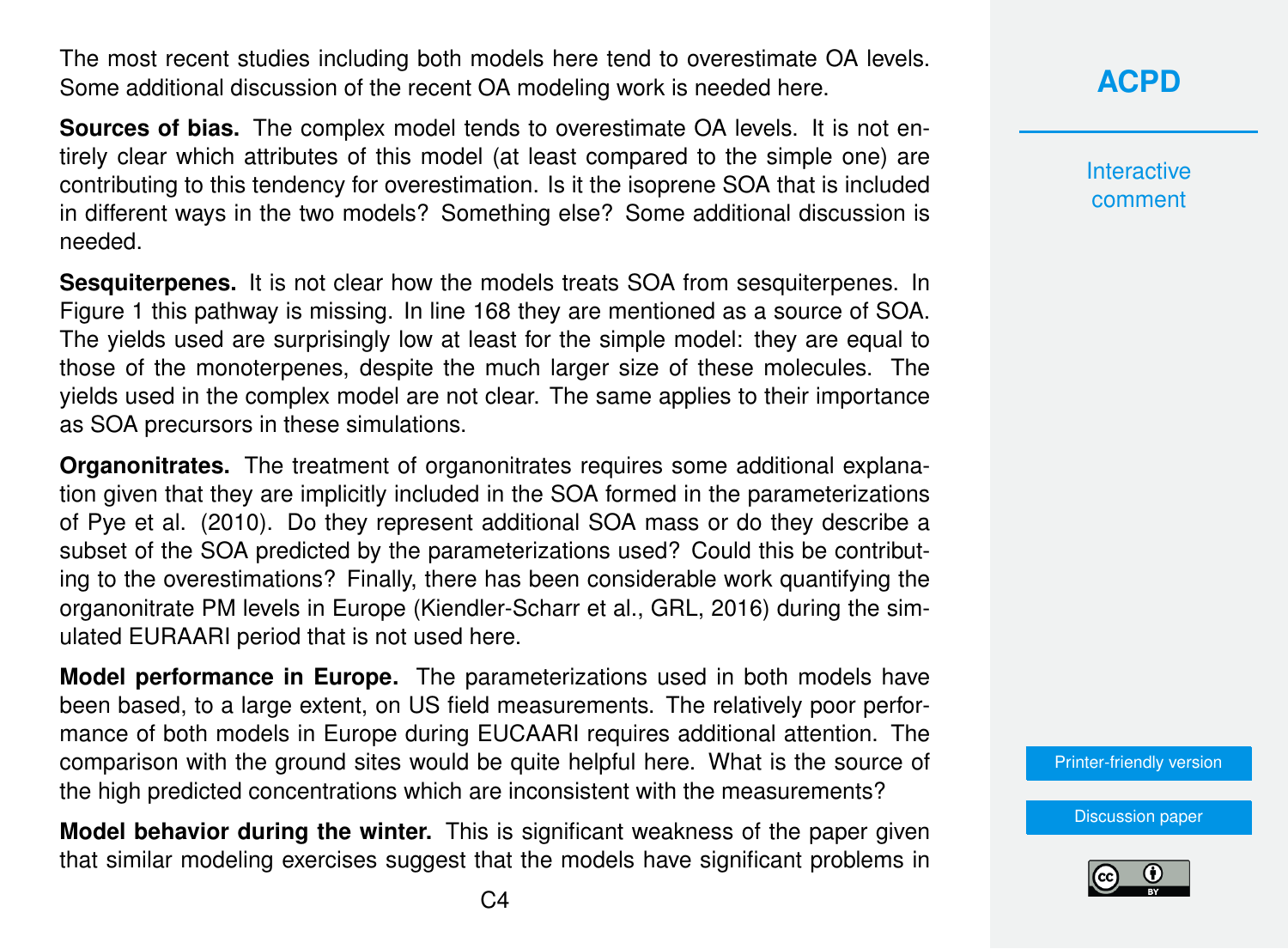The most recent studies including both models here tend to overestimate OA levels. Some additional discussion of the recent OA modeling work is needed here.

**Sources of bias.** The complex model tends to overestimate OA levels. It is not entirely clear which attributes of this model (at least compared to the simple one) are contributing to this tendency for overestimation. Is it the isoprene SOA that is included in different ways in the two models? Something else? Some additional discussion is needed.

**Sesquiterpenes.** It is not clear how the models treats SOA from sesquiterpenes. In Figure 1 this pathway is missing. In line 168 they are mentioned as a source of SOA. The yields used are surprisingly low at least for the simple model: they are equal to those of the monoterpenes, despite the much larger size of these molecules. The yields used in the complex model are not clear. The same applies to their importance as SOA precursors in these simulations.

**Organonitrates.** The treatment of organonitrates requires some additional explanation given that they are implicitly included in the SOA formed in the parameterizations of Pye et al. (2010). Do they represent additional SOA mass or do they describe a subset of the SOA predicted by the parameterizations used? Could this be contributing to the overestimations? Finally, there has been considerable work quantifying the organonitrate PM levels in Europe (Kiendler-Scharr et al., GRL, 2016) during the simulated EURAARI period that is not used here.

**Model performance in Europe.** The parameterizations used in both models have been based, to a large extent, on US field measurements. The relatively poor performance of both models in Europe during EUCAARI requires additional attention. The comparison with the ground sites would be quite helpful here. What is the source of the high predicted concentrations which are inconsistent with the measurements?

**Model behavior during the winter.** This is significant weakness of the paper given that similar modeling exercises suggest that the models have significant problems in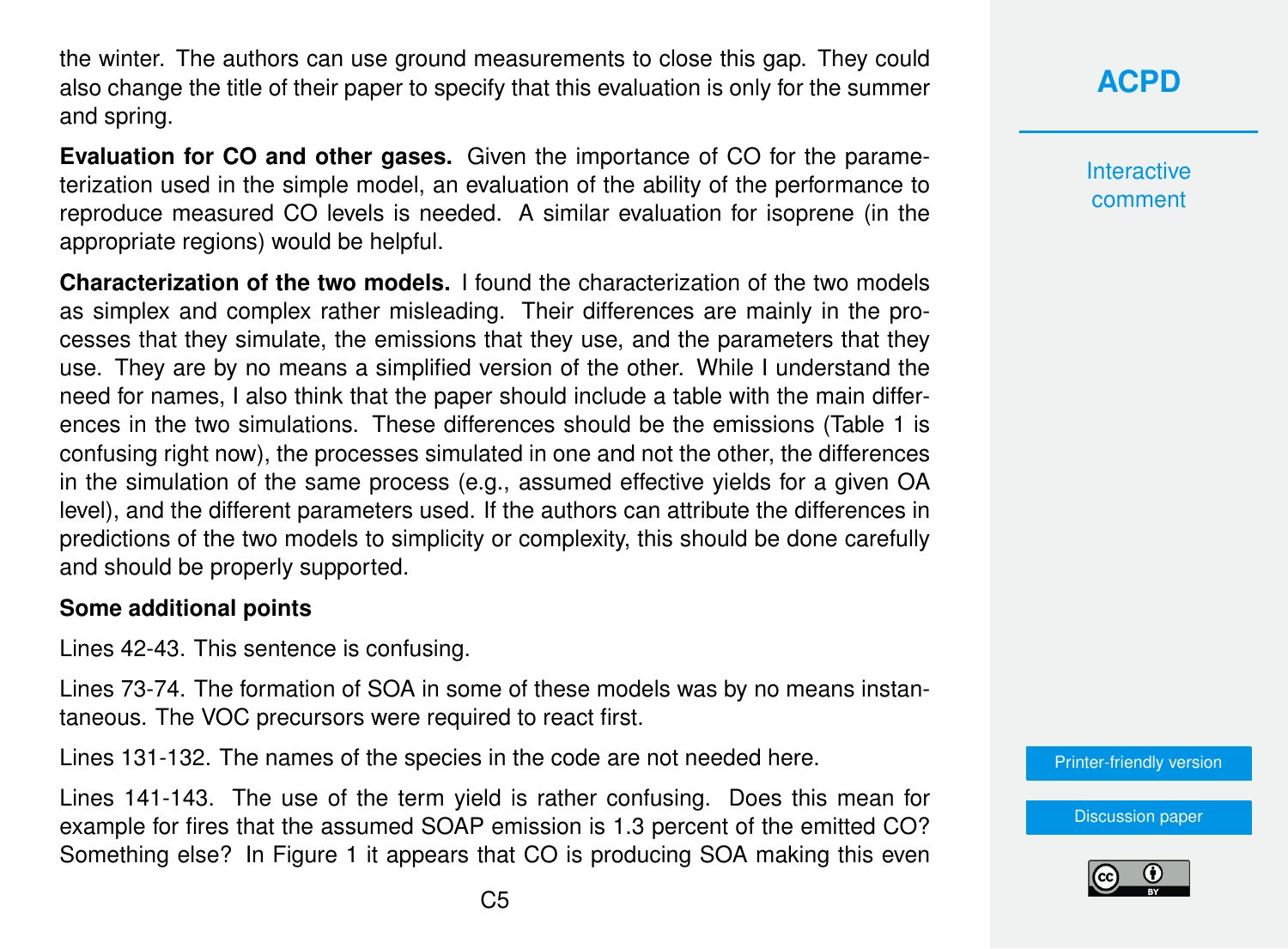the winter. The authors can use ground measurements to close this gap. They could also change the title of their paper to specify that this evaluation is only for the summer and spring.

**Evaluation for CO and other gases.** Given the importance of CO for the parameterization used in the simple model, an evaluation of the ability of the performance to reproduce measured CO levels is needed. A similar evaluation for isoprene (in the appropriate regions) would be helpful.

**Characterization of the two models.** I found the characterization of the two models as simplex and complex rather misleading. Their differences are mainly in the processes that they simulate, the emissions that they use, and the parameters that they use. They are by no means a simplified version of the other. While I understand the need for names, I also think that the paper should include a table with the main differences in the two simulations. These differences should be the emissions (Table 1 is confusing right now), the processes simulated in one and not the other, the differences in the simulation of the same process (e.g., assumed effective yields for a given OA level), and the different parameters used. If the authors can attribute the differences in predictions of the two models to simplicity or complexity, this should be done carefully and should be properly supported.

**Some additional points**

Lines 42-43. This sentence is confusing.

Lines 73-74. The formation of SOA in some of these models was by no means instantaneous. The VOC precursors were required to react first.

Lines 131-132. The names of the species in the code are not needed here.

Lines 141-143. The use of the term yield is rather confusing. Does this mean for example for fires that the assumed SOAP emission is 1.3 percent of the emitted CO? Something else? In Figure 1 it appears that CO is producing SOA making this even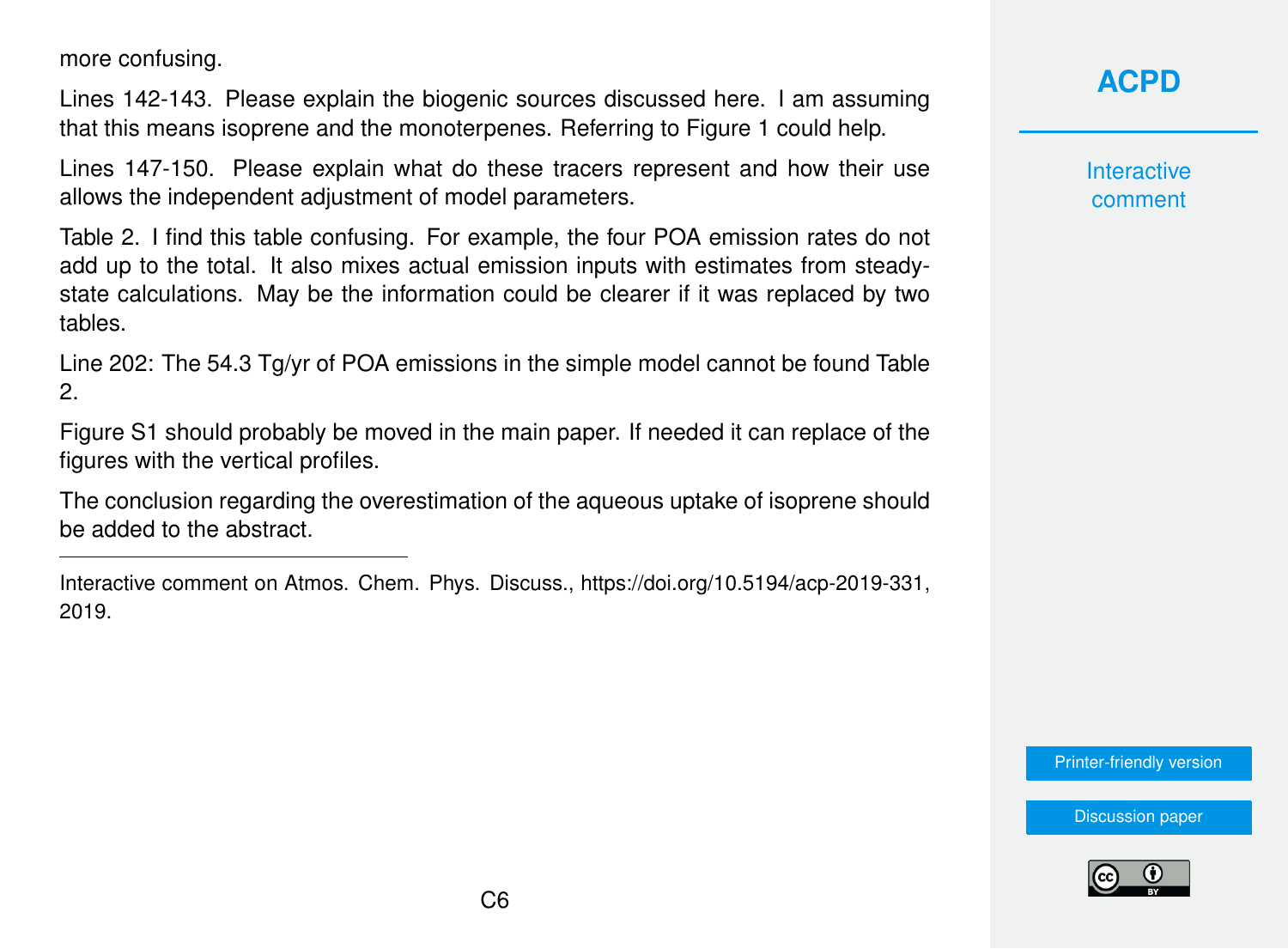more confusing.

Lines 142-143. Please explain the biogenic sources discussed here. I am assuming that this means isoprene and the monoterpenes. Referring to Figure 1 could help.

Lines 147-150. Please explain what do these tracers represent and how their use allows the independent adjustment of model parameters.

Table 2. I find this table confusing. For example, the four POA emission rates do not add up to the total. It also mixes actual emission inputs with estimates from steady-state calculations. May be the information could be clearer if it was replaced by two tables.

Line 202: The 54.3 Tg/yr of POA emissions in the simple model cannot be found Table 2.

Figure S1 should probably be moved in the main paper. If needed it can replace of the figures with the vertical profiles.

The conclusion regarding the overestimation of the aqueous uptake of isoprene should be added to the abstract.

---

Interactive comment on Atmos. Chem. Phys. Discuss., https://doi.org/10.5194/acp-2019-331, 2019.